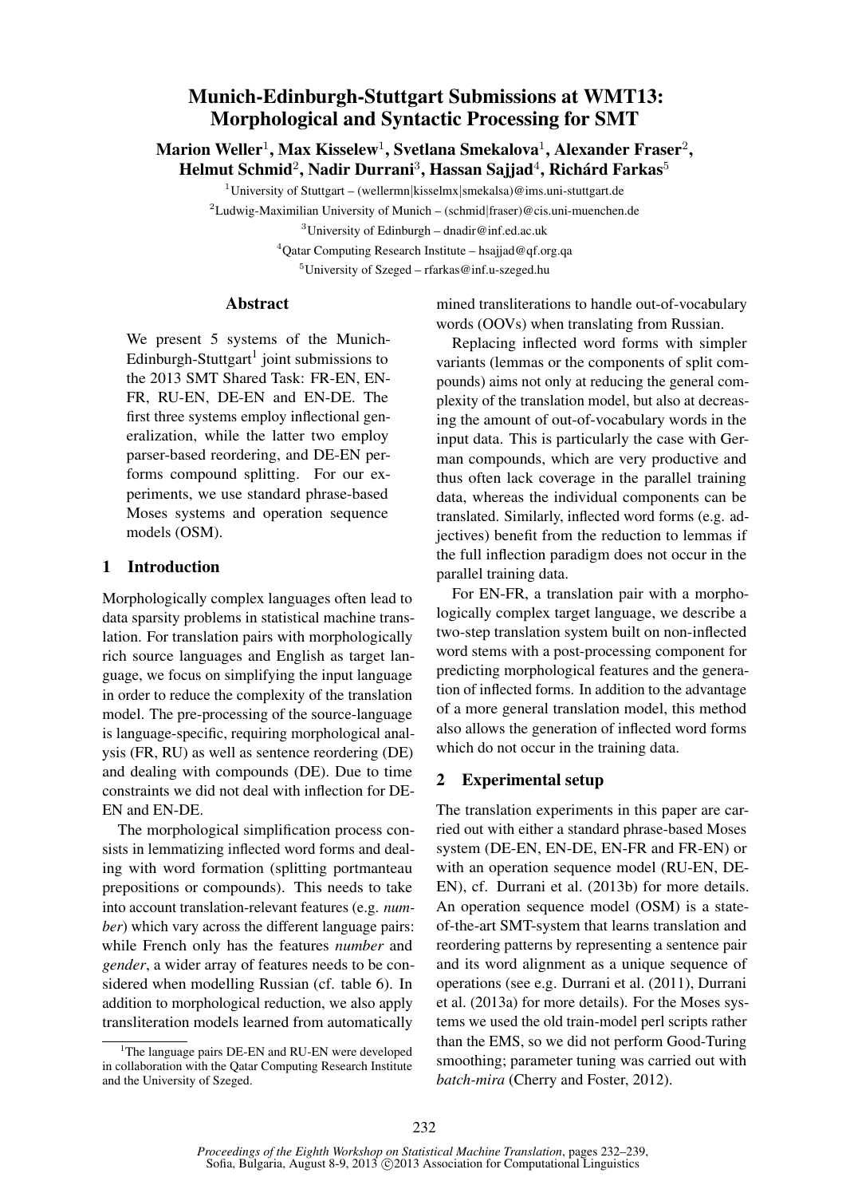// Munich-Edinburgh-Stuttgart Submissions at WMT13: Morphological and Syntactic Processing for SMT

**Marion Weller[1], Max Kisselew[1], Svetlana Smekalova[1], Alexander Fraser[2], Helmut Schmid[2], Nadir Durrani[3], Hassan Sajjad[4], Richárd Farkas[5]**

[1]University of Stuttgart – (wellermn|kisselmx|smekalsa)@ims.uni-stuttgart.de

[2]Ludwig-Maximilian University of Munich – (schmid|fraser)@cis.uni-muenchen.de

[3]University of Edinburgh – dnadir@inf.ed.ac.uk

[4]Qatar Computing Research Institute – hsajjad@qf.org.qa

[5]University of Szeged – rfarkas@inf.u-szeged.hu

## Abstract

We present 5 systems of the Munich-Edinburgh-Stuttgart[1] joint submissions to the 2013 SMT Shared Task: FR-EN, EN-FR, RU-EN, DE-EN and EN-DE. The first three systems employ inflectional generalization, while the latter two employ parser-based reordering, and DE-EN performs compound splitting. For our experiments, we use standard phrase-based Moses systems and operation sequence models (OSM).

## 1 Introduction

Morphologically complex languages often lead to data sparsity problems in statistical machine translation. For translation pairs with morphologically rich source languages and English as target language, we focus on simplifying the input language in order to reduce the complexity of the translation model. The pre-processing of the source-language is language-specific, requiring morphological analysis (FR, RU) as well as sentence reordering (DE) and dealing with compounds (DE). Due to time constraints we did not deal with inflection for DE-EN and EN-DE.

The morphological simplification process consists in lemmatizing inflected word forms and dealing with word formation (splitting portmanteau prepositions or compounds). This needs to take into account translation-relevant features (e.g. *number*) which vary across the different language pairs: while French only has the features *number* and *gender*, a wider array of features needs to be considered when modelling Russian (cf. table 6). In addition to morphological reduction, we also apply transliteration models learned from automatically mined transliterations to handle out-of-vocabulary words (OOVs) when translating from Russian.

Replacing inflected word forms with simpler variants (lemmas or the components of split compounds) aims not only at reducing the general complexity of the translation model, but also at decreasing the amount of out-of-vocabulary words in the input data. This is particularly the case with German compounds, which are very productive and thus often lack coverage in the parallel training data, whereas the individual components can be translated. Similarly, inflected word forms (e.g. adjectives) benefit from the reduction to lemmas if the full inflection paradigm does not occur in the parallel training data.

For EN-FR, a translation pair with a morphologically complex target language, we describe a two-step translation system built on non-inflected word stems with a post-processing component for predicting morphological features and the generation of inflected forms. In addition to the advantage of a more general translation model, this method also allows the generation of inflected word forms which do not occur in the training data.

## 2 Experimental setup

The translation experiments in this paper are carried out with either a standard phrase-based Moses system (DE-EN, EN-DE, EN-FR and FR-EN) or with an operation sequence model (RU-EN, DE-EN), cf. Durrani et al. (2013b) for more details. An operation sequence model (OSM) is a state-of-the-art SMT-system that learns translation and reordering patterns by representing a sentence pair and its word alignment as a unique sequence of operations (see e.g. Durrani et al. (2011), Durrani et al. (2013a) for more details. For the Moses systems we used the old train-model perl scripts rather than the EMS, so we did not perform Good-Turing smoothing; parameter tuning was carried out with *batch-mira* (Cherry and Foster, 2012).

[1]The language pairs DE-EN and RU-EN were developed in collaboration with the Qatar Computing Research Institute and the University of Szeged.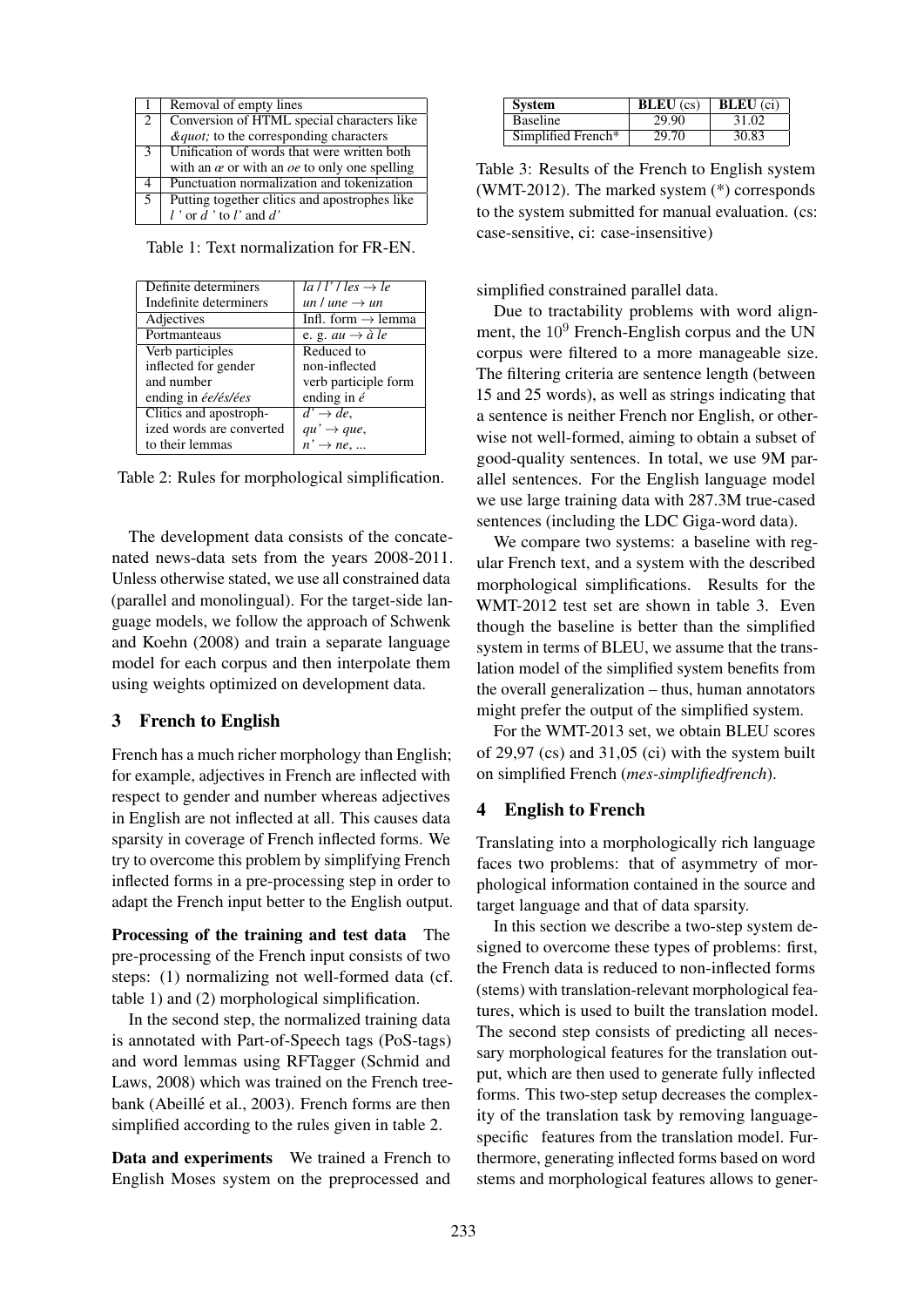| 1 | Removal of empty lines |
|---|---|
| 2 | Conversion of HTML special characters like *&quot;* to the corresponding characters |
| 3 | Unification of words that were written both with an *æ* or with an *oe* to only one spelling |
| 4 | Punctuation normalization and tokenization |
| 5 | Putting together clitics and apostrophes like *l '* or *d '* to *l'* and *d'* |

Table 1: Text normalization for FR-EN.

| | |
|---|---|
| Definite determiners | *la / l' / les* → *le* |
| Indefinite determiners | *un / une* → *un* |
| Adjectives | Infl. form → lemma |
| Portmanteaus | e. g. *au* → *à le* |
| Verb participles inflected for gender and number ending in *ée/és/ées* | Reduced to non-inflected verb participle form ending in *é* |
| Clitics and apostrophized words are converted to their lemmas | *d'* → *de*, *qu'* → *que*, *n'* → *ne*, ... |

Table 2: Rules for morphological simplification.

The development data consists of the concatenated news-data sets from the years 2008-2011. Unless otherwise stated, we use all constrained data (parallel and monolingual). For the target-side language models, we follow the approach of Schwenk and Koehn (2008) and train a separate language model for each corpus and then interpolate them using weights optimized on development data.

## 3 French to English

French has a much richer morphology than English; for example, adjectives in French are inflected with respect to gender and number whereas adjectives in English are not inflected at all. This causes data sparsity in coverage of French inflected forms. We try to overcome this problem by simplifying French inflected forms in a pre-processing step in order to adapt the French input better to the English output.

**Processing of the training and test data** The pre-processing of the French input consists of two steps: (1) normalizing not well-formed data (cf. table 1) and (2) morphological simplification.

In the second step, the normalized training data is annotated with Part-of-Speech tags (PoS-tags) and word lemmas using RFTagger (Schmid and Laws, 2008) which was trained on the French treebank (Abeillé et al., 2003). French forms are then simplified according to the rules given in table 2.

**Data and experiments** We trained a French to English Moses system on the preprocessed and simplified constrained parallel data.

| System | BLEU (cs) | BLEU (ci) |
|---|---|---|
| Baseline | 29.90 | 31.02 |
| Simplified French* | 29.70 | 30.83 |

Table 3: Results of the French to English system (WMT-2012). The marked system (*) corresponds to the system submitted for manual evaluation. (cs: case-sensitive, ci: case-insensitive)

Due to tractability problems with word alignment, the $10^9$ French-English corpus and the UN corpus were filtered to a more manageable size. The filtering criteria are sentence length (between 15 and 25 words), as well as strings indicating that a sentence is neither French nor English, or otherwise not well-formed, aiming to obtain a subset of good-quality sentences. In total, we use 9M parallel sentences. For the English language model we use large training data with 287.3M true-cased sentences (including the LDC Giga-word data).

We compare two systems: a baseline with regular French text, and a system with the described morphological simplifications. Results for the WMT-2012 test set are shown in table 3. Even though the baseline is better than the simplified system in terms of BLEU, we assume that the translation model of the simplified system benefits from the overall generalization – thus, human annotators might prefer the output of the simplified system.

For the WMT-2013 set, we obtain BLEU scores of 29,97 (cs) and 31,05 (ci) with the system built on simplified French (*mes-simplifiedfrench*).

## 4 English to French

Translating into a morphologically rich language faces two problems: that of asymmetry of morphological information contained in the source and target language and that of data sparsity.

In this section we describe a two-step system designed to overcome these types of problems: first, the French data is reduced to non-inflected forms (stems) with translation-relevant morphological features, which is used to built the translation model. The second step consists of predicting all necessary morphological features for the translation output, which are then used to generate fully inflected forms. This two-step setup decreases the complexity of the translation task by removing language-specific features from the translation model. Furthermore, generating inflected forms based on word stems and morphological features allows to gener-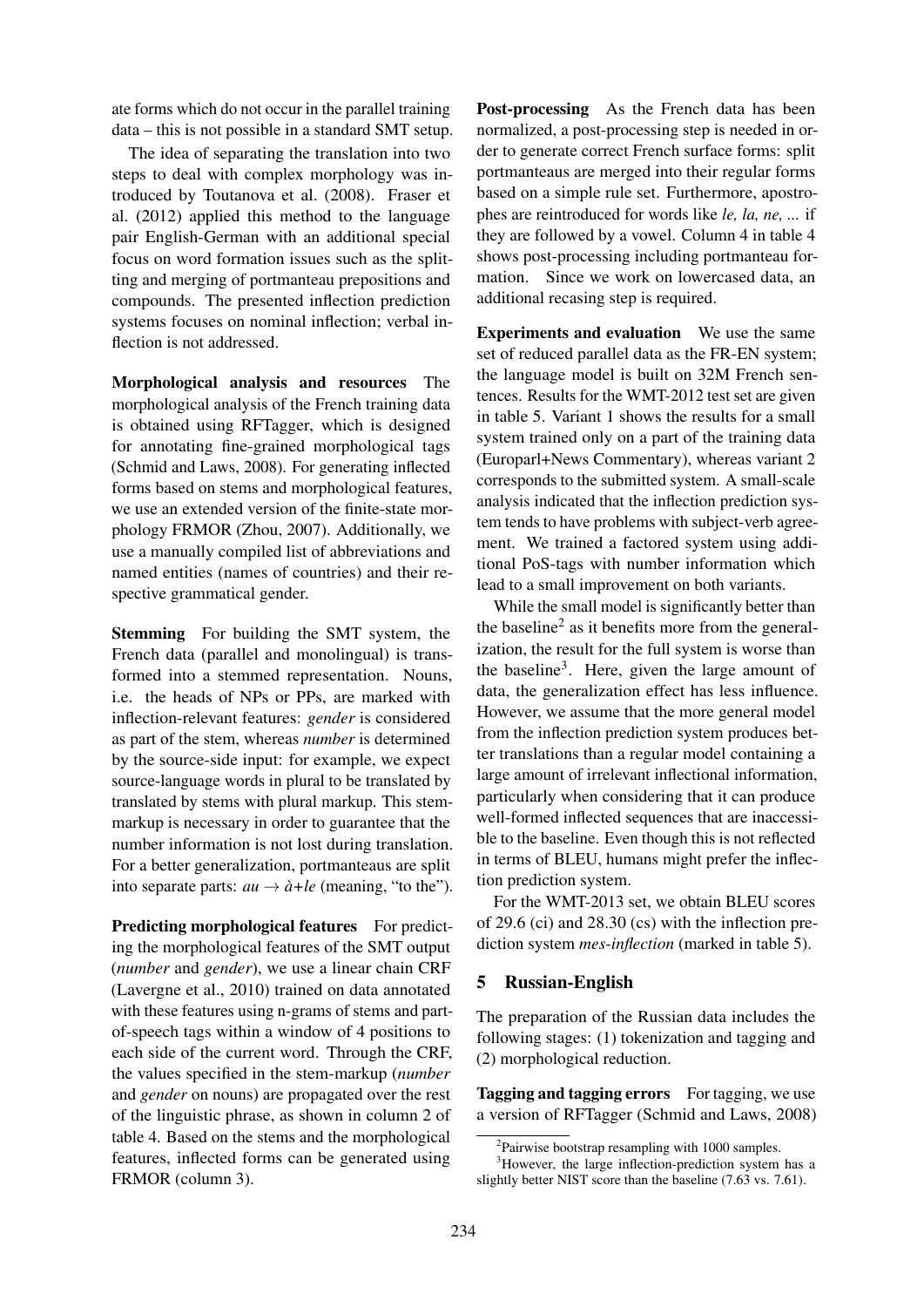ate forms which do not occur in the parallel training data – this is not possible in a standard SMT setup.

The idea of separating the translation into two steps to deal with complex morphology was introduced by Toutanova et al. (2008). Fraser et al. (2012) applied this method to the language pair English-German with an additional special focus on word formation issues such as the splitting and merging of portmanteau prepositions and compounds. The presented inflection prediction systems focuses on nominal inflection; verbal inflection is not addressed.

**Morphological analysis and resources** The morphological analysis of the French training data is obtained using RFTagger, which is designed for annotating fine-grained morphological tags (Schmid and Laws, 2008). For generating inflected forms based on stems and morphological features, we use an extended version of the finite-state morphology FRMOR (Zhou, 2007). Additionally, we use a manually compiled list of abbreviations and named entities (names of countries) and their respective grammatical gender.

**Stemming** For building the SMT system, the French data (parallel and monolingual) is transformed into a stemmed representation. Nouns, i.e. the heads of NPs or PPs, are marked with inflection-relevant features: *gender* is considered as part of the stem, whereas *number* is determined by the source-side input: for example, we expect source-language words in plural to be translated by translated by stems with plural markup. This stem-markup is necessary in order to guarantee that the number information is not lost during translation. For a better generalization, portmanteaus are split into separate parts: *au* → *à+le* (meaning, "to the").

**Predicting morphological features** For predicting the morphological features of the SMT output (*number* and *gender*), we use a linear chain CRF (Lavergne et al., 2010) trained on data annotated with these features using n-grams of stems and part-of-speech tags within a window of 4 positions to each side of the current word. Through the CRF, the values specified in the stem-markup (*number* and *gender* on nouns) are propagated over the rest of the linguistic phrase, as shown in column 2 of table 4. Based on the stems and the morphological features, inflected forms can be generated using FRMOR (column 3).

**Post-processing** As the French data has been normalized, a post-processing step is needed in order to generate correct French surface forms: split portmanteaus are merged into their regular forms based on a simple rule set. Furthermore, apostrophes are reintroduced for words like *le, la, ne, ...* if they are followed by a vowel. Column 4 in table 4 shows post-processing including portmanteau formation. Since we work on lowercased data, an additional recasing step is required.

**Experiments and evaluation** We use the same set of reduced parallel data as the FR-EN system; the language model is built on 32M French sentences. Results for the WMT-2012 test set are given in table 5. Variant 1 shows the results for a small system trained only on a part of the training data (Europarl+News Commentary), whereas variant 2 corresponds to the submitted system. A small-scale analysis indicated that the inflection prediction system tends to have problems with subject-verb agreement. We trained a factored system using additional PoS-tags with number information which lead to a small improvement on both variants.

While the small model is significantly better than the baseline[2] as it benefits more from the generalization, the result for the full system is worse than the baseline[3]. Here, given the large amount of data, the generalization effect has less influence. However, we assume that the more general model from the inflection prediction system produces better translations than a regular model containing a large amount of irrelevant inflectional information, particularly when considering that it can produce well-formed inflected sequences that are inaccessible to the baseline. Even though this is not reflected in terms of BLEU, humans might prefer the inflection prediction system.

For the WMT-2013 set, we obtain BLEU scores of 29.6 (ci) and 28.30 (cs) with the inflection prediction system *mes-inflection* (marked in table 5).

## 5 Russian-English

The preparation of the Russian data includes the following stages: (1) tokenization and tagging and (2) morphological reduction.

**Tagging and tagging errors** For tagging, we use a version of RFTagger (Schmid and Laws, 2008)

[2] Pairwise bootstrap resampling with 1000 samples.

[3] However, the large inflection-prediction system has a slightly better NIST score than the baseline (7.63 vs. 7.61).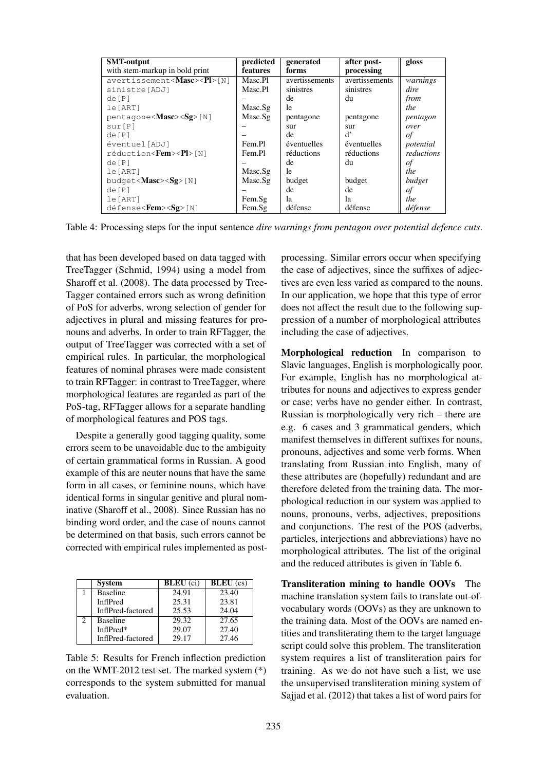| **SMT-output** with stem-markup in bold print | **predicted features** | **generated forms** | **after post-processing** | **gloss** |
|---|---|---|---|---|
| avertissement<**Masc**><**Pl**>[N] | Masc.Pl | avertissements | avertissements | *warnings* |
| sinistre[ADJ] | Masc.Pl | sinistres | sinistres | *dire* |
| de[P] | – | de | du | *from* |
| le[ART] | Masc.Sg | le | | *the* |
| pentagone<**Masc**><**Sg**>[N] | Masc.Sg | pentagone | pentagone | *pentagon* |
| sur[P] | – | sur | sur | *over* |
| de[P] | – | de | d' | *of* |
| éventuel[ADJ] | Fem.Pl | éventuelles | éventuelles | *potential* |
| réduction<**Fem**><**Pl**>[N] | Fem.Pl | réductions | réductions | *reductions* |
| de[P] | – | de | du | *of* |
| le[ART] | Masc.Sg | le | | *the* |
| budget<**Masc**><**Sg**>[N] | Masc.Sg | budget | budget | *budget* |
| de[P] | – | de | de | *of* |
| le[ART] | Fem.Sg | la | la | *the* |
| défense<**Fem**><**Sg**>[N] | Fem.Sg | défense | défense | *défense* |

Table 4: Processing steps for the input sentence *dire warnings from pentagon over potential defence cuts*.

that has been developed based on data tagged with TreeTagger (Schmid, 1994) using a model from Sharoff et al. (2008). The data processed by TreeTagger contained errors such as wrong definition of PoS for adverbs, wrong selection of gender for adjectives in plural and missing features for pronouns and adverbs. In order to train RFTagger, the output of TreeTagger was corrected with a set of empirical rules. In particular, the morphological features of nominal phrases were made consistent to train RFTagger: in contrast to TreeTagger, where morphological features are regarded as part of the PoS-tag, RFTagger allows for a separate handling of morphological features and POS tags.

Despite a generally good tagging quality, some errors seem to be unavoidable due to the ambiguity of certain grammatical forms in Russian. A good example of this are neuter nouns that have the same form in all cases, or feminine nouns, which have identical forms in singular genitive and plural nominative (Sharoff et al., 2008). Since Russian has no binding word order, and the case of nouns cannot be determined on that basis, such errors cannot be corrected with empirical rules implemented as post-processing. Similar errors occur when specifying the case of adjectives, since the suffixes of adjectives are even less varied as compared to the nouns. In our application, we hope that this type of error does not affect the result due to the following suppression of a number of morphological attributes including the case of adjectives.

| | **System** | **BLEU** (ci) | **BLEU** (cs) |
|---|---|---|---|
| 1 | Baseline | 24.91 | 23.40 |
| | InflPred | 25.31 | 23.81 |
| | InflPred-factored | 25.53 | 24.04 |
| 2 | Baseline | 29.32 | 27.65 |
| | InflPred* | 29.07 | 27.40 |
| | InflPred-factored | 29.17 | 27.46 |

Table 5: Results for French inflection prediction on the WMT-2012 test set. The marked system (*) corresponds to the system submitted for manual evaluation.

**Morphological reduction** In comparison to Slavic languages, English is morphologically poor. For example, English has no morphological attributes for nouns and adjectives to express gender or case; verbs have no gender either. In contrast, Russian is morphologically very rich – there are e.g. 6 cases and 3 grammatical genders, which manifest themselves in different suffixes for nouns, pronouns, adjectives and some verb forms. When translating from Russian into English, many of these attributes are (hopefully) redundant and are therefore deleted from the training data. The morphological reduction in our system was applied to nouns, pronouns, verbs, adjectives, prepositions and conjunctions. The rest of the POS (adverbs, particles, interjections and abbreviations) have no morphological attributes. The list of the original and the reduced attributes is given in Table 6.

**Transliteration mining to handle OOVs** The machine translation system fails to translate out-of-vocabulary words (OOVs) as they are unknown to the training data. Most of the OOVs are named entities and transliterating them to the target language script could solve this problem. The transliteration system requires a list of transliteration pairs for training. As we do not have such a list, we use the unsupervised transliteration mining system of Sajjad et al. (2012) that takes a list of word pairs for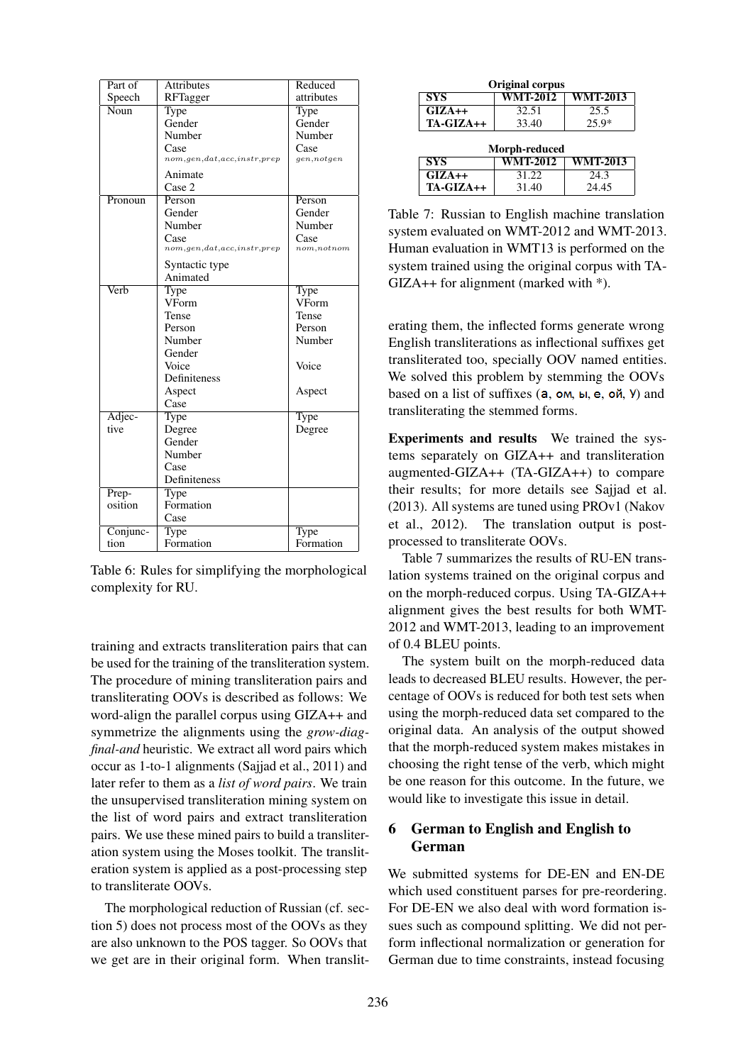| Part of Speech | Attributes RFTagger | Reduced attributes |
|---|---|---|
| Noun | Type<br>Gender<br>Number<br>Case<br>$_{nom,gen,dat,acc,instr,prep}$<br>Animate<br>Case 2 | Type<br>Gender<br>Number<br>Case<br>$_{gen,notgen}$ |
| Pronoun | Person<br>Gender<br>Number<br>Case<br>$_{nom,gen,dat,acc,instr,prep}$<br>Syntactic type<br>Animated | Person<br>Gender<br>Number<br>Case<br>$_{nom,notnom}$ |
| Verb | Type<br>VForm<br>Tense<br>Person<br>Number<br>Gender<br>Voice<br>Definiteness<br>Aspect<br>Case | Type<br>VForm<br>Tense<br>Person<br>Number<br><br>Voice<br><br>Aspect |
| Adjective | Type<br>Degree<br>Gender<br>Number<br>Case<br>Definiteness | Type<br>Degree |
| Preposition | Type<br>Formation<br>Case | |
| Conjunction | Type<br>Formation | Type<br>Formation |

Table 6: Rules for simplifying the morphological complexity for RU.

training and extracts transliteration pairs that can be used for the training of the transliteration system. The procedure of mining transliteration pairs and transliterating OOVs is described as follows: We word-align the parallel corpus using GIZA++ and symmetrize the alignments using the *grow-diag-final-and* heuristic. We extract all word pairs which occur as 1-to-1 alignments (Sajjad et al., 2011) and later refer to them as a *list of word pairs*. We train the unsupervised transliteration mining system on the list of word pairs and extract transliteration pairs. We use these mined pairs to build a transliteration system using the Moses toolkit. The transliteration system is applied as a post-processing step to transliterate OOVs.

The morphological reduction of Russian (cf. section 5) does not process most of the OOVs as they are also unknown to the POS tagger. So OOVs that we get are in their original form. When transliterating them, the inflected forms generate wrong English transliterations as inflectional suffixes get transliterated too, specially OOV named entities. We solved this problem by stemming the OOVs based on a list of suffixes (а, ом, ы, е, ой, у) and transliterating the stemmed forms.

**Original corpus**

| SYS | WMT-2012 | WMT-2013 |
|---|---|---|
| GIZA++ | 32.51 | 25.5 |
| TA-GIZA++ | 33.40 | 25.9* |

**Morph-reduced**

| SYS | WMT-2012 | WMT-2013 |
|---|---|---|
| GIZA++ | 31.22 | 24.3 |
| TA-GIZA++ | 31.40 | 24.45 |

Table 7: Russian to English machine translation system evaluated on WMT-2012 and WMT-2013. Human evaluation in WMT13 is performed on the system trained using the original corpus with TA-GIZA++ for alignment (marked with *).

**Experiments and results** We trained the systems separately on GIZA++ and transliteration augmented-GIZA++ (TA-GIZA++) to compare their results; for more details see Sajjad et al. (2013). All systems are tuned using PROv1 (Nakov et al., 2012). The translation output is post-processed to transliterate OOVs.

Table 7 summarizes the results of RU-EN translation systems trained on the original corpus and on the morph-reduced corpus. Using TA-GIZA++ alignment gives the best results for both WMT-2012 and WMT-2013, leading to an improvement of 0.4 BLEU points.

The system built on the morph-reduced data leads to decreased BLEU results. However, the percentage of OOVs is reduced for both test sets when using the morph-reduced data set compared to the original data. An analysis of the output showed that the morph-reduced system makes mistakes in choosing the right tense of the verb, which might be one reason for this outcome. In the future, we would like to investigate this issue in detail.

## 6 German to English and English to German

We submitted systems for DE-EN and EN-DE which used constituent parses for pre-reordering. For DE-EN we also deal with word formation issues such as compound splitting. We did not perform inflectional normalization or generation for German due to time constraints, instead focusing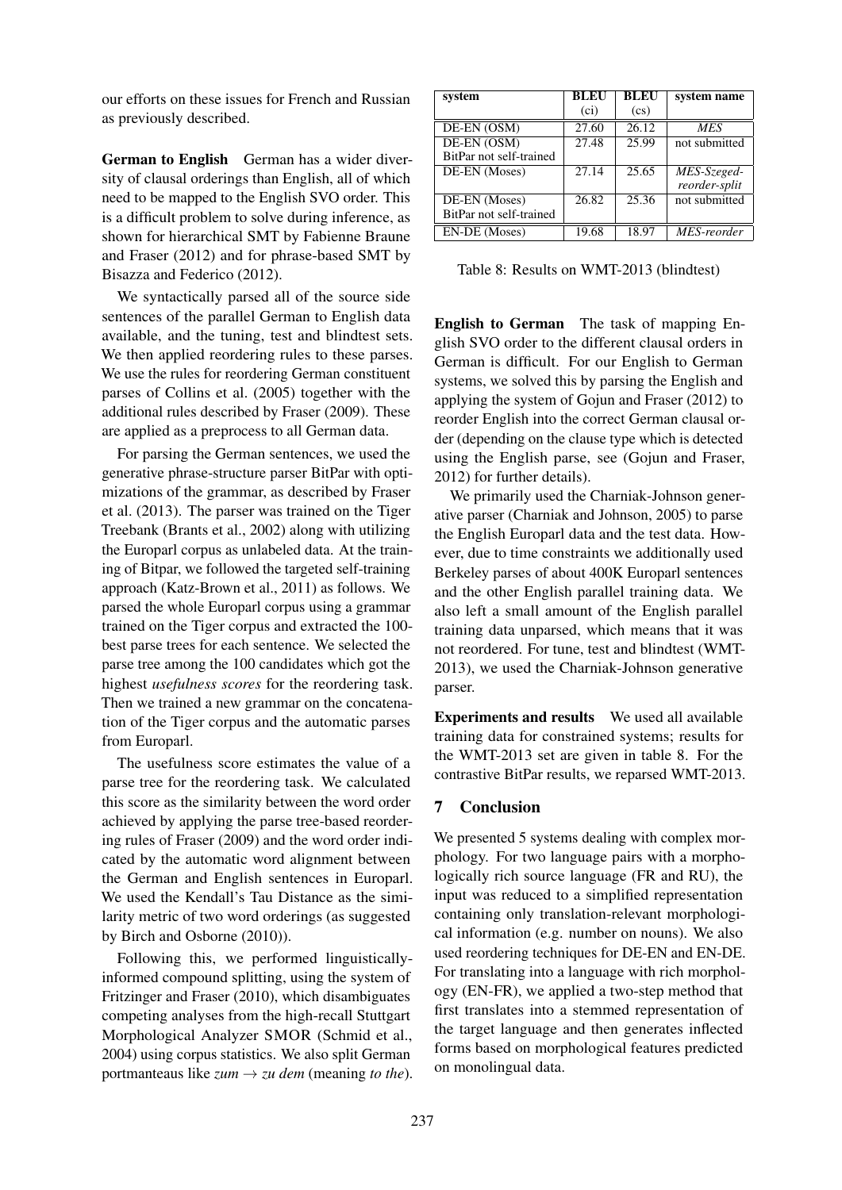our efforts on these issues for French and Russian as previously described.

**German to English** German has a wider diversity of clausal orderings than English, all of which need to be mapped to the English SVO order. This is a difficult problem to solve during inference, as shown for hierarchical SMT by Fabienne Braune and Fraser (2012) and for phrase-based SMT by Bisazza and Federico (2012).

We syntactically parsed all of the source side sentences of the parallel German to English data available, and the tuning, test and blindtest sets. We then applied reordering rules to these parses. We use the rules for reordering German constituent parses of Collins et al. (2005) together with the additional rules described by Fraser (2009). These are applied as a preprocess to all German data.

For parsing the German sentences, we used the generative phrase-structure parser BitPar with optimizations of the grammar, as described by Fraser et al. (2013). The parser was trained on the Tiger Treebank (Brants et al., 2002) along with utilizing the Europarl corpus as unlabeled data. At the training of Bitpar, we followed the targeted self-training approach (Katz-Brown et al., 2011) as follows. We parsed the whole Europarl corpus using a grammar trained on the Tiger corpus and extracted the 100-best parse trees for each sentence. We selected the parse tree among the 100 candidates which got the highest *usefulness scores* for the reordering task. Then we trained a new grammar on the concatenation of the Tiger corpus and the automatic parses from Europarl.

The usefulness score estimates the value of a parse tree for the reordering task. We calculated this score as the similarity between the word order achieved by applying the parse tree-based reordering rules of Fraser (2009) and the word order indicated by the automatic word alignment between the German and English sentences in Europarl. We used the Kendall's Tau Distance as the similarity metric of two word orderings (as suggested by Birch and Osborne (2010)).

Following this, we performed linguistically-informed compound splitting, using the system of Fritzinger and Fraser (2010), which disambiguates competing analyses from the high-recall Stuttgart Morphological Analyzer SMOR (Schmid et al., 2004) using corpus statistics. We also split German portmanteaus like *zum* → *zu dem* (meaning *to the*).

| system | BLEU (ci) | BLEU (cs) | system name |
|---|---|---|---|
| DE-EN (OSM) | 27.60 | 26.12 | *MES* |
| DE-EN (OSM) BitPar not self-trained | 27.48 | 25.99 | not submitted |
| DE-EN (Moses) | 27.14 | 25.65 | *MES-Szeged-reorder-split* |
| DE-EN (Moses) BitPar not self-trained | 26.82 | 25.36 | not submitted |
| EN-DE (Moses) | 19.68 | 18.97 | *MES-reorder* |

Table 8: Results on WMT-2013 (blindtest)

**English to German** The task of mapping English SVO order to the different clausal orders in German is difficult. For our English to German systems, we solved this by parsing the English and applying the system of Gojun and Fraser (2012) to reorder English into the correct German clausal order (depending on the clause type which is detected using the English parse, see (Gojun and Fraser, 2012) for further details).

We primarily used the Charniak-Johnson generative parser (Charniak and Johnson, 2005) to parse the English Europarl data and the test data. However, due to time constraints we additionally used Berkeley parses of about 400K Europarl sentences and the other English parallel training data. We also left a small amount of the English parallel training data unparsed, which means that it was not reordered. For tune, test and blindtest (WMT-2013), we used the Charniak-Johnson generative parser.

**Experiments and results** We used all available training data for constrained systems; results for the WMT-2013 set are given in table 8. For the contrastive BitPar results, we reparsed WMT-2013.

## 7 Conclusion

We presented 5 systems dealing with complex morphology. For two language pairs with a morphologically rich source language (FR and RU), the input was reduced to a simplified representation containing only translation-relevant morphological information (e.g. number on nouns). We also used reordering techniques for DE-EN and EN-DE. For translating into a language with rich morphology (EN-FR), we applied a two-step method that first translates into a stemmed representation of the target language and then generates inflected forms based on morphological features predicted on monolingual data.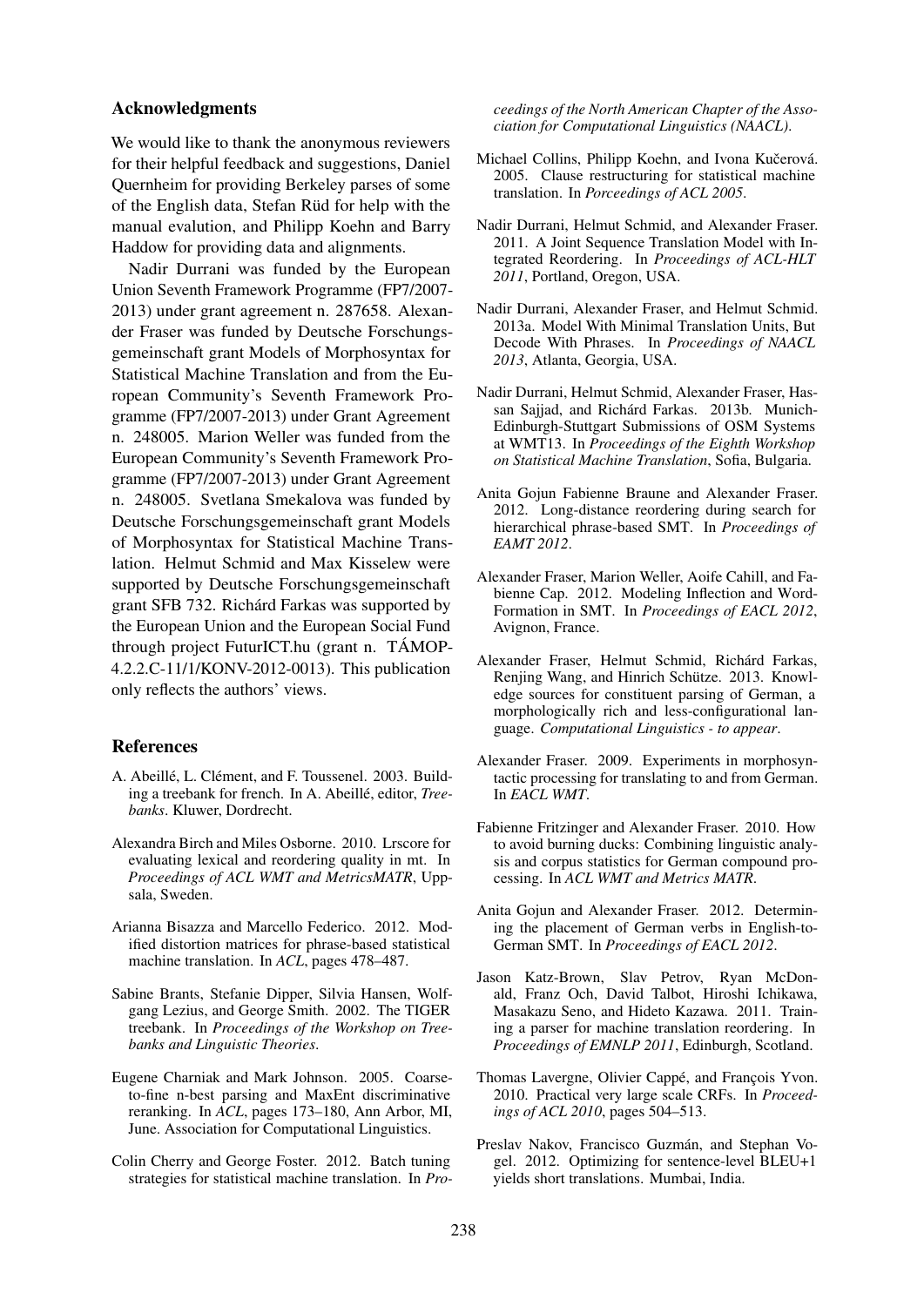## Acknowledgments

We would like to thank the anonymous reviewers for their helpful feedback and suggestions, Daniel Quernheim for providing Berkeley parses of some of the English data, Stefan Rüd for help with the manual evalution, and Philipp Koehn and Barry Haddow for providing data and alignments.

Nadir Durrani was funded by the European Union Seventh Framework Programme (FP7/2007-2013) under grant agreement n. 287658. Alexander Fraser was funded by Deutsche Forschungsgemeinschaft grant Models of Morphosyntax for Statistical Machine Translation and from the European Community's Seventh Framework Programme (FP7/2007-2013) under Grant Agreement n. 248005. Marion Weller was funded from the European Community's Seventh Framework Programme (FP7/2007-2013) under Grant Agreement n. 248005. Svetlana Smekalova was funded by Deutsche Forschungsgemeinschaft grant Models of Morphosyntax for Statistical Machine Translation. Helmut Schmid and Max Kisselew were supported by Deutsche Forschungsgemeinschaft grant SFB 732. Richárd Farkas was supported by the European Union and the European Social Fund through project FuturICT.hu (grant n. TÁMOP-4.2.2.C-11/1/KONV-2012-0013). This publication only reflects the authors' views.

## References

A. Abeillé, L. Clément, and F. Toussenel. 2003. Building a treebank for french. In A. Abeillé, editor, *Treebanks*. Kluwer, Dordrecht.

Alexandra Birch and Miles Osborne. 2010. Lrscore for evaluating lexical and reordering quality in mt. In *Proceedings of ACL WMT and MetricsMATR*, Uppsala, Sweden.

Arianna Bisazza and Marcello Federico. 2012. Modified distortion matrices for phrase-based statistical machine translation. In *ACL*, pages 478–487.

Sabine Brants, Stefanie Dipper, Silvia Hansen, Wolfgang Lezius, and George Smith. 2002. The TIGER treebank. In *Proceedings of the Workshop on Treebanks and Linguistic Theories*.

Eugene Charniak and Mark Johnson. 2005. Coarse-to-fine n-best parsing and MaxEnt discriminative reranking. In *ACL*, pages 173–180, Ann Arbor, MI, June. Association for Computational Linguistics.

Colin Cherry and George Foster. 2012. Batch tuning strategies for statistical machine translation. In *Proceedings of the North American Chapter of the Association for Computational Linguistics (NAACL)*.

Michael Collins, Philipp Koehn, and Ivona Kučerová. 2005. Clause restructuring for statistical machine translation. In *Porceedings of ACL 2005*.

Nadir Durrani, Helmut Schmid, and Alexander Fraser. 2011. A Joint Sequence Translation Model with Integrated Reordering. In *Proceedings of ACL-HLT 2011*, Portland, Oregon, USA.

Nadir Durrani, Alexander Fraser, and Helmut Schmid. 2013a. Model With Minimal Translation Units, But Decode With Phrases. In *Proceedings of NAACL 2013*, Atlanta, Georgia, USA.

Nadir Durrani, Helmut Schmid, Alexander Fraser, Hassan Sajjad, and Richárd Farkas. 2013b. Munich-Edinburgh-Stuttgart Submissions of OSM Systems at WMT13. In *Proceedings of the Eighth Workshop on Statistical Machine Translation*, Sofia, Bulgaria.

Anita Gojun Fabienne Braune and Alexander Fraser. 2012. Long-distance reordering during search for hierarchical phrase-based SMT. In *Proceedings of EAMT 2012*.

Alexander Fraser, Marion Weller, Aoife Cahill, and Fabienne Cap. 2012. Modeling Inflection and Word-Formation in SMT. In *Proceedings of EACL 2012*, Avignon, France.

Alexander Fraser, Helmut Schmid, Richárd Farkas, Renjing Wang, and Hinrich Schütze. 2013. Knowledge sources for constituent parsing of German, a morphologically rich and less-configurational language. *Computational Linguistics - to appear*.

Alexander Fraser. 2009. Experiments in morphosyntactic processing for translating to and from German. In *EACL WMT*.

Fabienne Fritzinger and Alexander Fraser. 2010. How to avoid burning ducks: Combining linguistic analysis and corpus statistics for German compound processing. In *ACL WMT and Metrics MATR*.

Anita Gojun and Alexander Fraser. 2012. Determining the placement of German verbs in English-to-German SMT. In *Proceedings of EACL 2012*.

Jason Katz-Brown, Slav Petrov, Ryan McDonald, Franz Och, David Talbot, Hiroshi Ichikawa, Masakazu Seno, and Hideto Kazawa. 2011. Training a parser for machine translation reordering. In *Proceedings of EMNLP 2011*, Edinburgh, Scotland.

Thomas Lavergne, Olivier Cappé, and François Yvon. 2010. Practical very large scale CRFs. In *Proceedings of ACL 2010*, pages 504–513.

Preslav Nakov, Francisco Guzmán, and Stephan Vogel. 2012. Optimizing for sentence-level BLEU+1 yields short translations. Mumbai, India.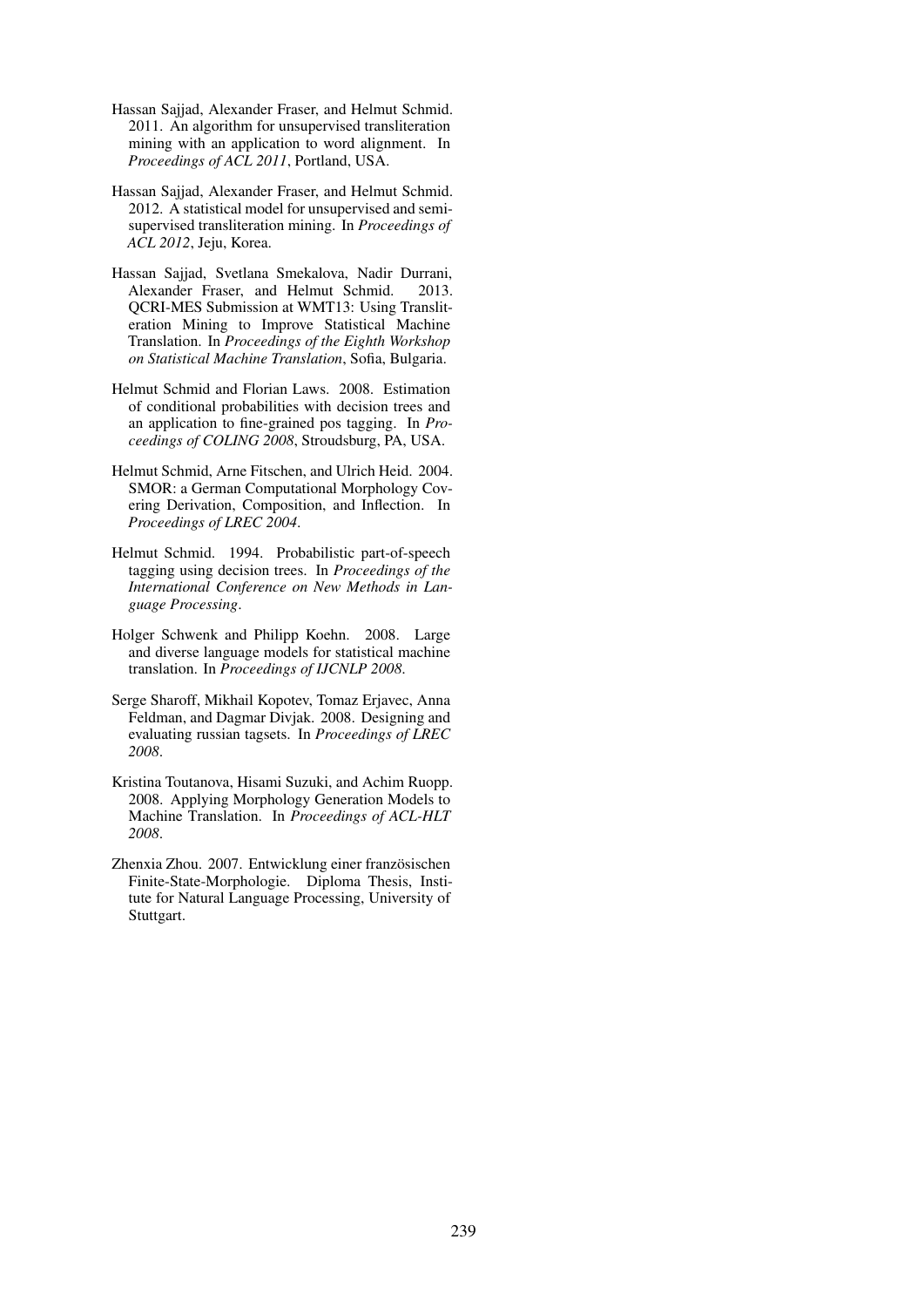Hassan Sajjad, Alexander Fraser, and Helmut Schmid. 2011. An algorithm for unsupervised transliteration mining with an application to word alignment. In *Proceedings of ACL 2011*, Portland, USA.

Hassan Sajjad, Alexander Fraser, and Helmut Schmid. 2012. A statistical model for unsupervised and semi-supervised transliteration mining. In *Proceedings of ACL 2012*, Jeju, Korea.

Hassan Sajjad, Svetlana Smekalova, Nadir Durrani, Alexander Fraser, and Helmut Schmid. 2013. QCRI-MES Submission at WMT13: Using Transliteration Mining to Improve Statistical Machine Translation. In *Proceedings of the Eighth Workshop on Statistical Machine Translation*, Sofia, Bulgaria.

Helmut Schmid and Florian Laws. 2008. Estimation of conditional probabilities with decision trees and an application to fine-grained pos tagging. In *Proceedings of COLING 2008*, Stroudsburg, PA, USA.

Helmut Schmid, Arne Fitschen, and Ulrich Heid. 2004. SMOR: a German Computational Morphology Covering Derivation, Composition, and Inflection. In *Proceedings of LREC 2004*.

Helmut Schmid. 1994. Probabilistic part-of-speech tagging using decision trees. In *Proceedings of the International Conference on New Methods in Language Processing*.

Holger Schwenk and Philipp Koehn. 2008. Large and diverse language models for statistical machine translation. In *Proceedings of IJCNLP 2008*.

Serge Sharoff, Mikhail Kopotev, Tomaz Erjavec, Anna Feldman, and Dagmar Divjak. 2008. Designing and evaluating russian tagsets. In *Proceedings of LREC 2008*.

Kristina Toutanova, Hisami Suzuki, and Achim Ruopp. 2008. Applying Morphology Generation Models to Machine Translation. In *Proceedings of ACL-HLT 2008*.

Zhenxia Zhou. 2007. Entwicklung einer französischen Finite-State-Morphologie. Diploma Thesis, Institute for Natural Language Processing, University of Stuttgart.